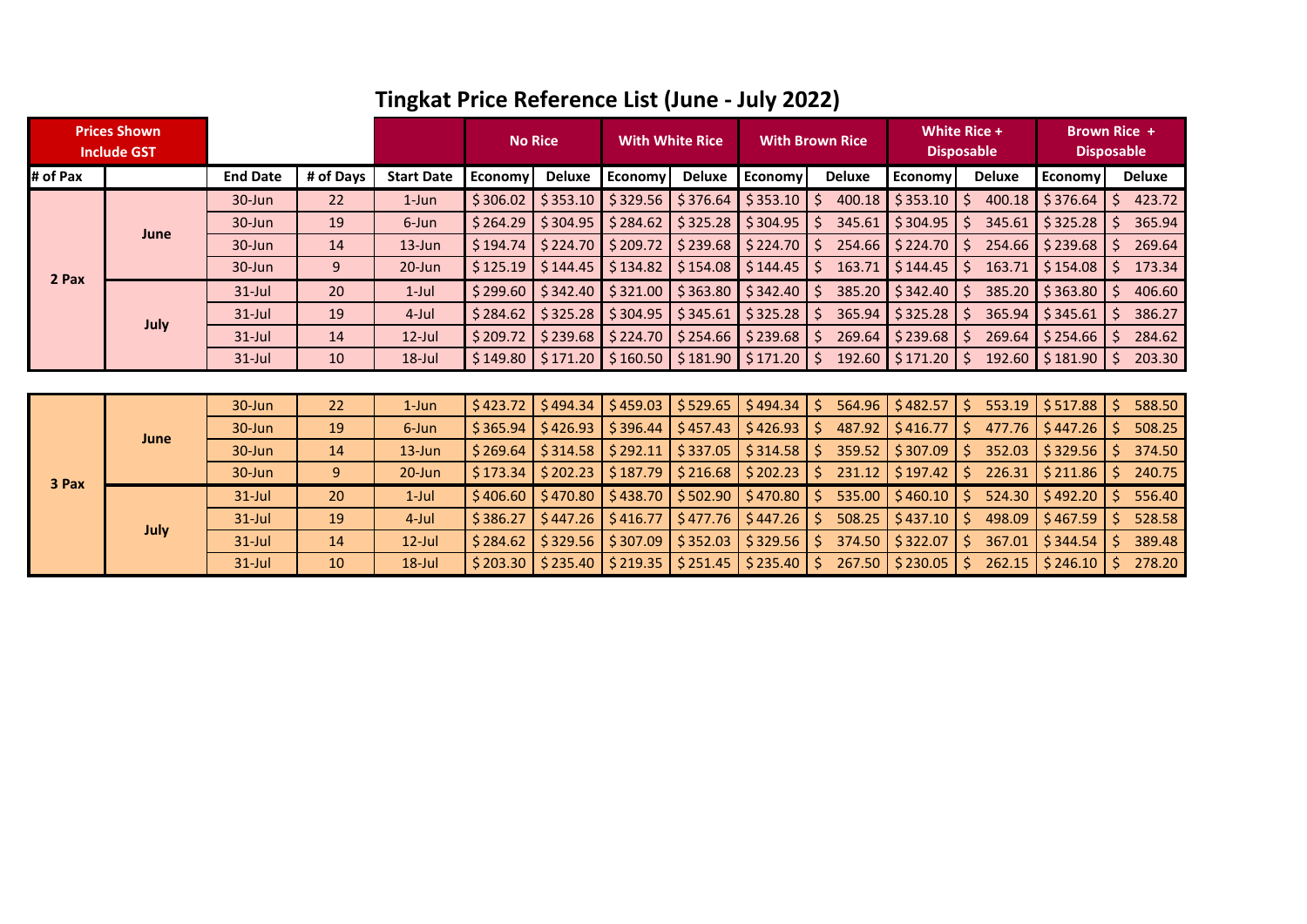# Tingkat Price Reference List (June - July 2022)

| Prices Shown Include GST | | | | | No Rice | | With White Rice | | With Brown Rice | | White Rice + Disposable | | Brown Rice + Disposable | |
|---|---|---|---|---|---|---|---|---|---|---|---|---|---|---|
| # of Pax | | End Date | # of Days | Start Date | Economy | Deluxe | Economy | Deluxe | Economy | Deluxe | Economy | Deluxe | Economy | Deluxe |
| 2 Pax | June | 30-Jun | 22 | 1-Jun | $ 306.02 | $ 353.10 | $ 329.56 | $ 376.64 | $ 353.10 | $ 400.18 | $ 353.10 | $ 400.18 | $ 376.64 | $ 423.72 |
| | | 30-Jun | 19 | 6-Jun | $ 264.29 | $ 304.95 | $ 284.62 | $ 325.28 | $ 304.95 | $ 345.61 | $ 304.95 | $ 345.61 | $ 325.28 | $ 365.94 |
| | | 30-Jun | 14 | 13-Jun | $ 194.74 | $ 224.70 | $ 209.72 | $ 239.68 | $ 224.70 | $ 254.66 | $ 224.70 | $ 254.66 | $ 239.68 | $ 269.64 |
| | | 30-Jun | 9 | 20-Jun | $ 125.19 | $ 144.45 | $ 134.82 | $ 154.08 | $ 144.45 | $ 163.71 | $ 144.45 | $ 163.71 | $ 154.08 | $ 173.34 |
| | July | 31-Jul | 20 | 1-Jul | $ 299.60 | $ 342.40 | $ 321.00 | $ 363.80 | $ 342.40 | $ 385.20 | $ 342.40 | $ 385.20 | $ 363.80 | $ 406.60 |
| | | 31-Jul | 19 | 4-Jul | $ 284.62 | $ 325.28 | $ 304.95 | $ 345.61 | $ 325.28 | $ 365.94 | $ 325.28 | $ 365.94 | $ 345.61 | $ 386.27 |
| | | 31-Jul | 14 | 12-Jul | $ 209.72 | $ 239.68 | $ 224.70 | $ 254.66 | $ 239.68 | $ 269.64 | $ 239.68 | $ 269.64 | $ 254.66 | $ 284.62 |
| | | 31-Jul | 10 | 18-Jul | $ 149.80 | $ 171.20 | $ 160.50 | $ 181.90 | $ 171.20 | $ 192.60 | $ 171.20 | $ 192.60 | $ 181.90 | $ 203.30 |
| 3 Pax | June | 30-Jun | 22 | 1-Jun | $ 423.72 | $ 494.34 | $ 459.03 | $ 529.65 | $ 494.34 | $ 564.96 | $ 482.57 | $ 553.19 | $ 517.88 | $ 588.50 |
| | | 30-Jun | 19 | 6-Jun | $ 365.94 | $ 426.93 | $ 396.44 | $ 457.43 | $ 426.93 | $ 487.92 | $ 416.77 | $ 477.76 | $ 447.26 | $ 508.25 |
| | | 30-Jun | 14 | 13-Jun | $ 269.64 | $ 314.58 | $ 292.11 | $ 337.05 | $ 314.58 | $ 359.52 | $ 307.09 | $ 352.03 | $ 329.56 | $ 374.50 |
| | | 30-Jun | 9 | 20-Jun | $ 173.34 | $ 202.23 | $ 187.79 | $ 216.68 | $ 202.23 | $ 231.12 | $ 197.42 | $ 226.31 | $ 211.86 | $ 240.75 |
| | July | 31-Jul | 20 | 1-Jul | $ 406.60 | $ 470.80 | $ 438.70 | $ 502.90 | $ 470.80 | $ 535.00 | $ 460.10 | $ 524.30 | $ 492.20 | $ 556.40 |
| | | 31-Jul | 19 | 4-Jul | $ 386.27 | $ 447.26 | $ 416.77 | $ 477.76 | $ 447.26 | $ 508.25 | $ 437.10 | $ 498.09 | $ 467.59 | $ 528.58 |
| | | 31-Jul | 14 | 12-Jul | $ 284.62 | $ 329.56 | $ 307.09 | $ 352.03 | $ 329.56 | $ 374.50 | $ 322.07 | $ 367.01 | $ 344.54 | $ 389.48 |
| | | 31-Jul | 10 | 18-Jul | $ 203.30 | $ 235.40 | $ 219.35 | $ 251.45 | $ 235.40 | $ 267.50 | $ 230.05 | $ 262.15 | $ 246.10 | $ 278.20 |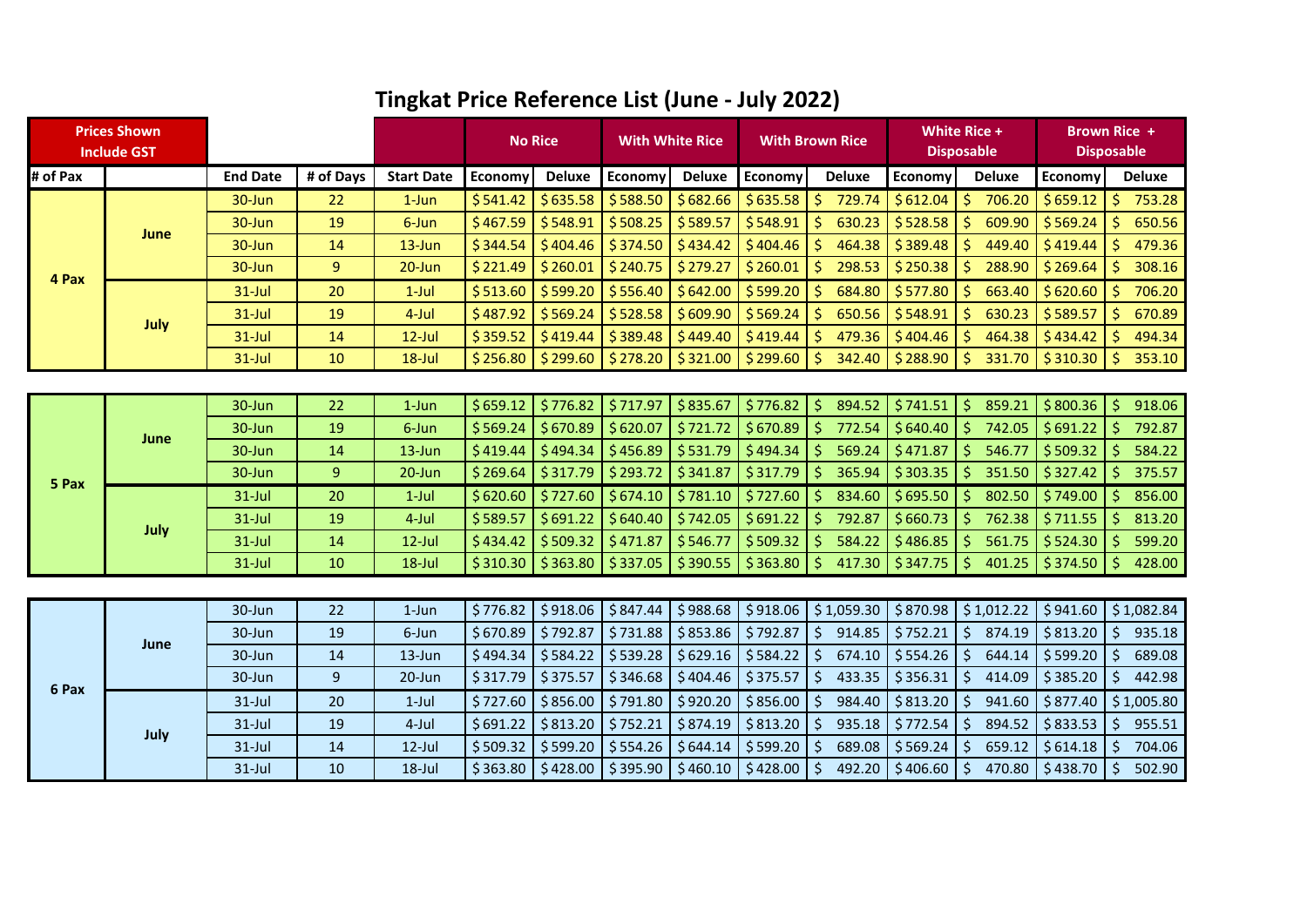# Tingkat Price Reference List (June - July 2022)

| Prices Shown Include GST | | | | | No Rice | | With White Rice | | With Brown Rice | | White Rice + Disposable | | Brown Rice + Disposable | |
|---|---|---|---|---|---|---|---|---|---|---|---|---|---|---|
| # of Pax | | End Date | # of Days | Start Date | Economy | Deluxe | Economy | Deluxe | Economy | Deluxe | Economy | Deluxe | Economy | Deluxe |
| 4 Pax | June | 30-Jun | 22 | 1-Jun | $541.42 | $635.58 | $588.50 | $682.66 | $635.58 | $ 729.74 | $612.04 | $ 706.20 | $659.12 | $ 753.28 |
| | | 30-Jun | 19 | 6-Jun | $467.59 | $548.91 | $508.25 | $589.57 | $548.91 | $ 630.23 | $528.58 | $ 609.90 | $569.24 | $ 650.56 |
| | | 30-Jun | 14 | 13-Jun | $344.54 | $404.46 | $374.50 | $434.42 | $404.46 | $ 464.38 | $389.48 | $ 449.40 | $419.44 | $ 479.36 |
| | | 30-Jun | 9 | 20-Jun | $221.49 | $260.01 | $240.75 | $279.27 | $260.01 | $ 298.53 | $250.38 | $ 288.90 | $269.64 | $ 308.16 |
| | July | 31-Jul | 20 | 1-Jul | $513.60 | $599.20 | $556.40 | $642.00 | $599.20 | $ 684.80 | $577.80 | $ 663.40 | $620.60 | $ 706.20 |
| | | 31-Jul | 19 | 4-Jul | $487.92 | $569.24 | $528.58 | $609.90 | $569.24 | $ 650.56 | $548.91 | $ 630.23 | $589.57 | $ 670.89 |
| | | 31-Jul | 14 | 12-Jul | $359.52 | $419.44 | $389.48 | $449.40 | $419.44 | $ 479.36 | $404.46 | $ 464.38 | $434.42 | $ 494.34 |
| | | 31-Jul | 10 | 18-Jul | $256.80 | $299.60 | $278.20 | $321.00 | $299.60 | $ 342.40 | $288.90 | $ 331.70 | $310.30 | $ 353.10 |
| 5 Pax | June | 30-Jun | 22 | 1-Jun | $659.12 | $776.82 | $717.97 | $835.67 | $776.82 | $ 894.52 | $741.51 | $ 859.21 | $800.36 | $ 918.06 |
| | | 30-Jun | 19 | 6-Jun | $569.24 | $670.89 | $620.07 | $721.72 | $670.89 | $ 772.54 | $640.40 | $ 742.05 | $691.22 | $ 792.87 |
| | | 30-Jun | 14 | 13-Jun | $419.44 | $494.34 | $456.89 | $531.79 | $494.34 | $ 569.24 | $471.87 | $ 546.77 | $509.32 | $ 584.22 |
| | | 30-Jun | 9 | 20-Jun | $269.64 | $317.79 | $293.72 | $341.87 | $317.79 | $ 365.94 | $303.35 | $ 351.50 | $327.42 | $ 375.57 |
| | July | 31-Jul | 20 | 1-Jul | $620.60 | $727.60 | $674.10 | $781.10 | $727.60 | $ 834.60 | $695.50 | $ 802.50 | $749.00 | $ 856.00 |
| | | 31-Jul | 19 | 4-Jul | $589.57 | $691.22 | $640.40 | $742.05 | $691.22 | $ 792.87 | $660.73 | $ 762.38 | $711.55 | $ 813.20 |
| | | 31-Jul | 14 | 12-Jul | $434.42 | $509.32 | $471.87 | $546.77 | $509.32 | $ 584.22 | $486.85 | $ 561.75 | $524.30 | $ 599.20 |
| | | 31-Jul | 10 | 18-Jul | $310.30 | $363.80 | $337.05 | $390.55 | $363.80 | $ 417.30 | $347.75 | $ 401.25 | $374.50 | $ 428.00 |
| 6 Pax | June | 30-Jun | 22 | 1-Jun | $776.82 | $918.06 | $847.44 | $988.68 | $918.06 | $ 1,059.30 | $870.98 | $ 1,012.22 | $941.60 | $ 1,082.84 |
| | | 30-Jun | 19 | 6-Jun | $670.89 | $792.87 | $731.88 | $853.86 | $792.87 | $ 914.85 | $752.21 | $ 874.19 | $813.20 | $ 935.18 |
| | | 30-Jun | 14 | 13-Jun | $494.34 | $584.22 | $539.28 | $629.16 | $584.22 | $ 674.10 | $554.26 | $ 644.14 | $599.20 | $ 689.08 |
| | | 30-Jun | 9 | 20-Jun | $317.79 | $375.57 | $346.68 | $404.46 | $375.57 | $ 433.35 | $356.31 | $ 414.09 | $385.20 | $ 442.98 |
| | July | 31-Jul | 20 | 1-Jul | $727.60 | $856.00 | $791.80 | $920.20 | $856.00 | $ 984.40 | $813.20 | $ 941.60 | $877.40 | $ 1,005.80 |
| | | 31-Jul | 19 | 4-Jul | $691.22 | $813.20 | $752.21 | $874.19 | $813.20 | $ 935.18 | $772.54 | $ 894.52 | $833.53 | $ 955.51 |
| | | 31-Jul | 14 | 12-Jul | $509.32 | $599.20 | $554.26 | $644.14 | $599.20 | $ 689.08 | $569.24 | $ 659.12 | $614.18 | $ 704.06 |
| | | 31-Jul | 10 | 18-Jul | $363.80 | $428.00 | $395.90 | $460.10 | $428.00 | $ 492.20 | $406.60 | $ 470.80 | $438.70 | $ 502.90 |